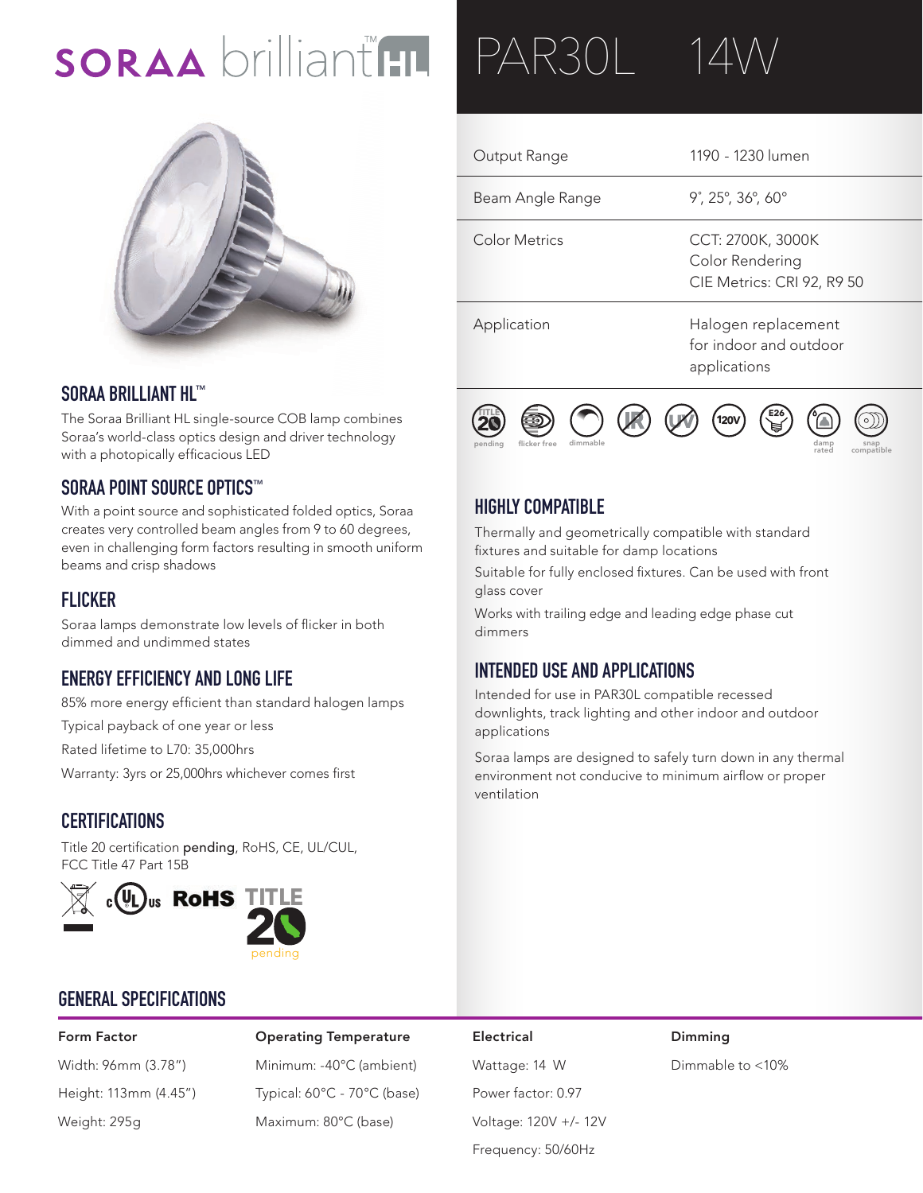# SORAA brilliant™ HL

# PAR30L 14W

| Output Range | 1190 - 1230 lumen |
| --- | --- |
| Beam Angle Range | 9°, 25°, 36°, 60° |
| Color Metrics | CCT: 2700K, 3000K<br>Color Rendering<br>CIE Metrics: CRI 92, R9 50 |
| Application | Halogen replacement for indoor and outdoor applications |

pending · flicker free · dimmable · 120V · E26 · damp rated · snap compatible

## SORAA BRILLIANT HL™

The Soraa Brilliant HL single-source COB lamp combines Soraa's world-class optics design and driver technology with a photopically efficacious LED

## SORAA POINT SOURCE OPTICS™

With a point source and sophisticated folded optics, Soraa creates very controlled beam angles from 9 to 60 degrees, even in challenging form factors resulting in smooth uniform beams and crisp shadows

## FLICKER

Soraa lamps demonstrate low levels of flicker in both dimmed and undimmed states

## ENERGY EFFICIENCY AND LONG LIFE

85% more energy efficient than standard halogen lamps

Typical payback of one year or less

Rated lifetime to L70: 35,000hrs

Warranty: 3yrs or 25,000hrs whichever comes first

## CERTIFICATIONS

Title 20 certification **pending**, RoHS, CE, UL/CUL, FCC Title 47 Part 15B

## HIGHLY COMPATIBLE

Thermally and geometrically compatible with standard fixtures and suitable for damp locations

Suitable for fully enclosed fixtures. Can be used with front glass cover

Works with trailing edge and leading edge phase cut dimmers

## INTENDED USE AND APPLICATIONS

Intended for use in PAR30L compatible recessed downlights, track lighting and other indoor and outdoor applications

Soraa lamps are designed to safely turn down in any thermal environment not conducive to minimum airflow or proper ventilation

## GENERAL SPECIFICATIONS

| Form Factor | Operating Temperature | Electrical | Dimming |
| --- | --- | --- | --- |
| Width: 96mm (3.78") | Minimum: -40°C (ambient) | Wattage: 14 W | Dimmable to <10% |
| Height: 113mm (4.45") | Typical: 60°C - 70°C (base) | Power factor: 0.97 | |
| Weight: 295g | Maximum: 80°C (base) | Voltage: 120V +/- 12V | |
| | | Frequency: 50/60Hz | |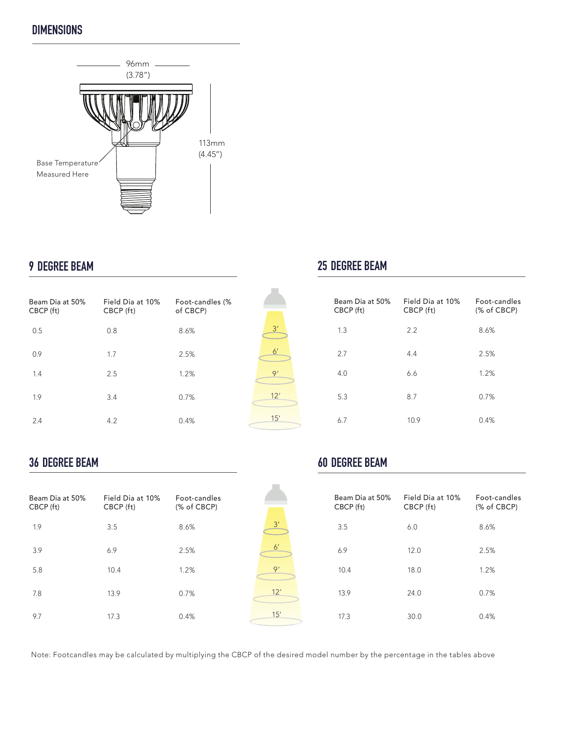## DIMENSIONS

96mm (3.78″)

113mm (4.45″)

Base Temperature Measured Here

## 9 DEGREE BEAM

| Distance | Beam Dia at 50% CBCP (ft) | Field Dia at 10% CBCP (ft) | Foot-candles (% of CBCP) |
|---|---|---|---|
| 3′ | 0.5 | 0.8 | 8.6% |
| 6′ | 0.9 | 1.7 | 2.5% |
| 9′ | 1.4 | 2.5 | 1.2% |
| 12′ | 1.9 | 3.4 | 0.7% |
| 15′ | 2.4 | 4.2 | 0.4% |

## 25 DEGREE BEAM

| Distance | Beam Dia at 50% CBCP (ft) | Field Dia at 10% CBCP (ft) | Foot-candles (% of CBCP) |
|---|---|---|---|
| 3′ | 1.3 | 2.2 | 8.6% |
| 6′ | 2.7 | 4.4 | 2.5% |
| 9′ | 4.0 | 6.6 | 1.2% |
| 12′ | 5.3 | 8.7 | 0.7% |
| 15′ | 6.7 | 10.9 | 0.4% |

## 36 DEGREE BEAM

| Distance | Beam Dia at 50% CBCP (ft) | Field Dia at 10% CBCP (ft) | Foot-candles (% of CBCP) |
|---|---|---|---|
| 3′ | 1.9 | 3.5 | 8.6% |
| 6′ | 3.9 | 6.9 | 2.5% |
| 9′ | 5.8 | 10.4 | 1.2% |
| 12′ | 7.8 | 13.9 | 0.7% |
| 15′ | 9.7 | 17.3 | 0.4% |

## 60 DEGREE BEAM

| Distance | Beam Dia at 50% CBCP (ft) | Field Dia at 10% CBCP (ft) | Foot-candles (% of CBCP) |
|---|---|---|---|
| 3′ | 3.5 | 6.0 | 8.6% |
| 6′ | 6.9 | 12.0 | 2.5% |
| 9′ | 10.4 | 18.0 | 1.2% |
| 12′ | 13.9 | 24.0 | 0.7% |
| 15′ | 17.3 | 30.0 | 0.4% |

Note: Footcandles may be calculated by multiplying the CBCP of the desired model number by the percentage in the tables above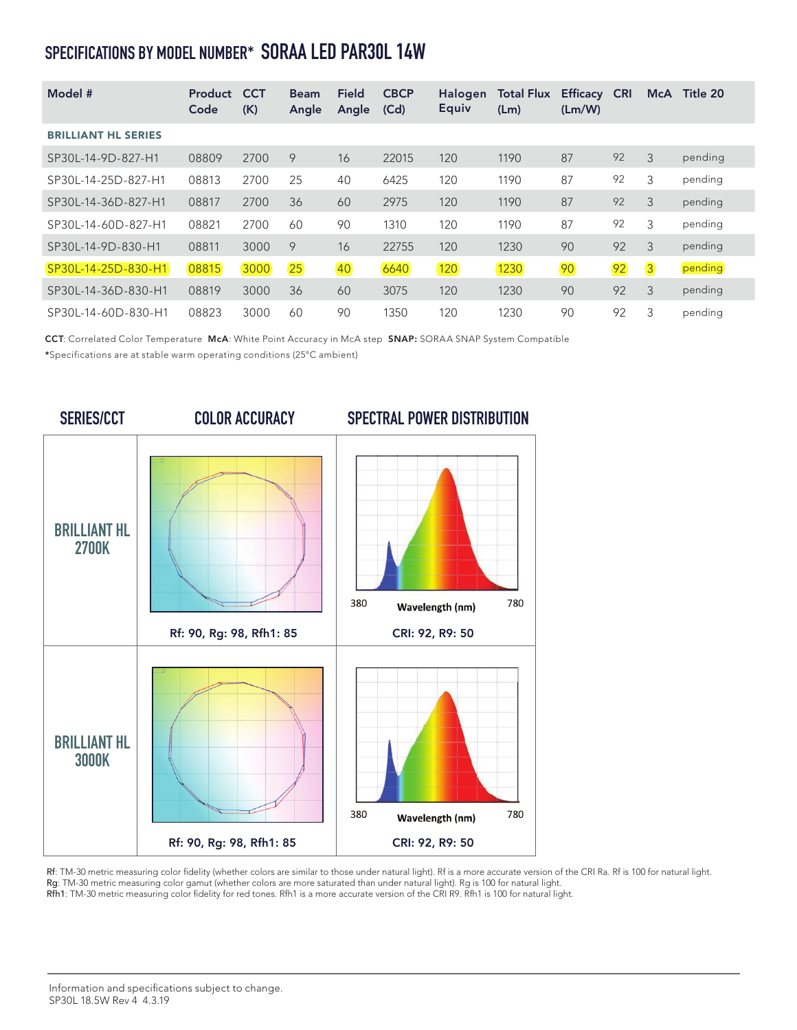## SPECIFICATIONS BY MODEL NUMBER* SORAA LED PAR30L 14W

| Model # | Product Code | CCT (K) | Beam Angle | Field Angle | CBCP (Cd) | Halogen Equiv | Total Flux (Lm) | Efficacy (Lm/W) | CRI | McA | Title 20 |
|---|---|---|---|---|---|---|---|---|---|---|---|
| **BRILLIANT HL SERIES** | | | | | | | | | | | |
| SP30L-14-9D-827-H1 | 08809 | 2700 | 9 | 16 | 22015 | 120 | 1190 | 87 | 92 | 3 | pending |
| SP30L-14-25D-827-H1 | 08813 | 2700 | 25 | 40 | 6425 | 120 | 1190 | 87 | 92 | 3 | pending |
| SP30L-14-36D-827-H1 | 08817 | 2700 | 36 | 60 | 2975 | 120 | 1190 | 87 | 92 | 3 | pending |
| SP30L-14-60D-827-H1 | 08821 | 2700 | 60 | 90 | 1310 | 120 | 1190 | 87 | 92 | 3 | pending |
| SP30L-14-9D-830-H1 | 08811 | 3000 | 9 | 16 | 22755 | 120 | 1230 | 90 | 92 | 3 | pending |
| SP30L-14-25D-830-H1 | 08815 | 3000 | 25 | 40 | 6640 | 120 | 1230 | 90 | 92 | 3 | pending |
| SP30L-14-36D-830-H1 | 08819 | 3000 | 36 | 60 | 3075 | 120 | 1230 | 90 | 92 | 3 | pending |
| SP30L-14-60D-830-H1 | 08823 | 3000 | 60 | 90 | 1350 | 120 | 1230 | 90 | 92 | 3 | pending |

**CCT**: Correlated Color Temperature **McA**: White Point Accuracy in McA step **SNAP:** SORAA SNAP System Compatible

*Specifications are at stable warm operating conditions (25°C ambient)

| SERIES/CCT | COLOR ACCURACY | SPECTRAL POWER DISTRIBUTION |
|---|---|---|
| BRILLIANT HL 2700K | Rf: 90, Rg: 98, Rfh1: 85 | 380 Wavelength (nm) 780<br>CRI: 92, R9: 50 |
| BRILLIANT HL 3000K | Rf: 90, Rg: 98, Rfh1: 85 | 380 Wavelength (nm) 780<br>CRI: 92, R9: 50 |

**Rf**: TM-30 metric measuring color fidelity (whether colors are similar to those under natural light). Rf is a more accurate version of the CRI Ra. Rf is 100 for natural light.
**Rg**: TM-30 metric measuring color gamut (whether colors are more saturated than under natural light). Rg is 100 for natural light.
**Rfh1**: TM-30 metric measuring color fidelity for red tones. Rfh1 is a more accurate version of the CRI R9. Rfh1 is 100 for natural light.

Information and specifications subject to change.
SP30L 18.5W Rev 4 4.3.19